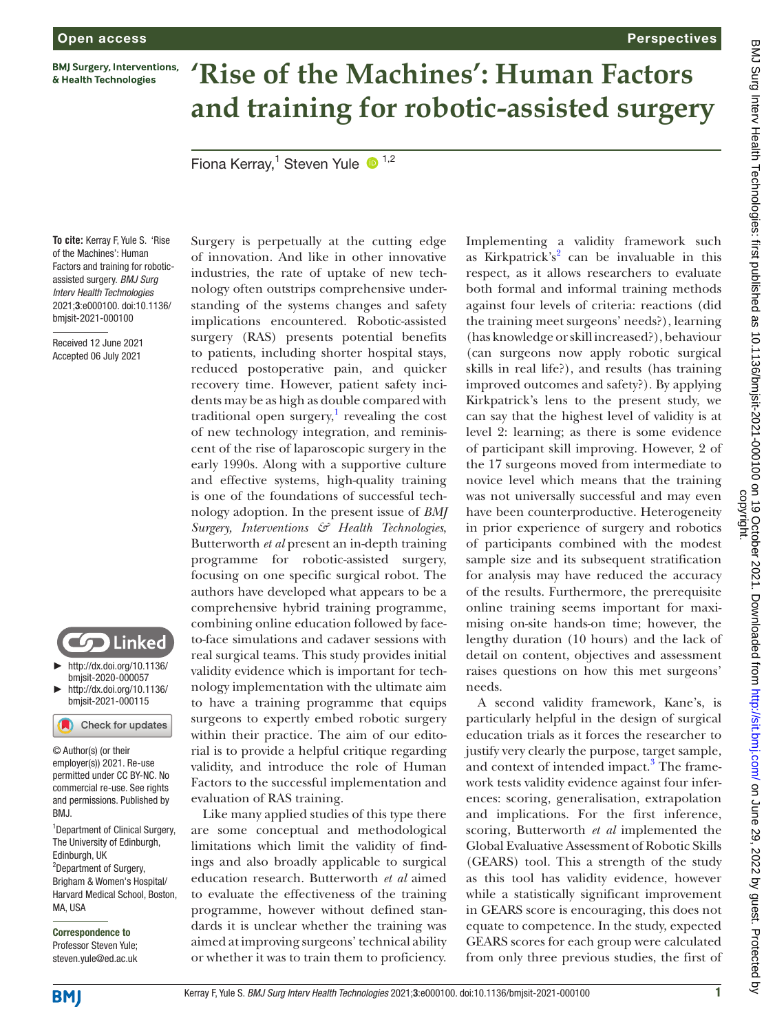Open access

Perspectives

# 'Rise of the Machines': Human Factors and training for robotic-assisted surgery

Fiona Kerray,[1] Steven Yule [1,2]

**To cite:** Kerray F, Yule S. 'Rise of the Machines': Human Factors and training for robotic-assisted surgery. *BMJ Surg Interv Health Technologies* 2021;**3**:e000100. doi:10.1136/bmjsit-2021-000100

Received 12 June 2021
Accepted 06 July 2021

Linked
- http://dx.doi.org/10.1136/bmjsit-2020-000057
- http://dx.doi.org/10.1136/bmjsit-2021-000115

© Author(s) (or their employer(s)) 2021. Re-use permitted under CC BY-NC. No commercial re-use. See rights and permissions. Published by BMJ.

[1]Department of Clinical Surgery, The University of Edinburgh, Edinburgh, UK
[2]Department of Surgery, Brigham & Women's Hospital/Harvard Medical School, Boston, MA, USA

**Correspondence to**
Professor Steven Yule; steven.yule@ed.ac.uk

Surgery is perpetually at the cutting edge of innovation. And like in other innovative industries, the rate of uptake of new technology often outstrips comprehensive understanding of the systems changes and safety implications encountered. Robotic-assisted surgery (RAS) presents potential benefits to patients, including shorter hospital stays, reduced postoperative pain, and quicker recovery time. However, patient safety incidents may be as high as double compared with traditional open surgery,[1] revealing the cost of new technology integration, and reminiscent of the rise of laparoscopic surgery in the early 1990s. Along with a supportive culture and effective systems, high-quality training is one of the foundations of successful technology adoption. In the present issue of *BMJ Surgery, Interventions & Health Technologies*, Butterworth *et al* present an in-depth training programme for robotic-assisted surgery, focusing on one specific surgical robot. The authors have developed what appears to be a comprehensive hybrid training programme, combining online education followed by face-to-face simulations and cadaver sessions with real surgical teams. This study provides initial validity evidence which is important for technology implementation with the ultimate aim to have a training programme that equips surgeons to expertly embed robotic surgery within their practice. The aim of our editorial is to provide a helpful critique regarding validity, and introduce the role of Human Factors to the successful implementation and evaluation of RAS training.

Like many applied studies of this type there are some conceptual and methodological limitations which limit the validity of findings and also broadly applicable to surgical education research. Butterworth *et al* aimed to evaluate the effectiveness of the training programme, however without defined standards it is unclear whether the training was aimed at improving surgeons' technical ability or whether it was to train them to proficiency. Implementing a validity framework such as Kirkpatrick's[2] can be invaluable in this respect, as it allows researchers to evaluate both formal and informal training methods against four levels of criteria: reactions (did the training meet surgeons' needs?), learning (has knowledge or skill increased?), behaviour (can surgeons now apply robotic surgical skills in real life?), and results (has training improved outcomes and safety?). By applying Kirkpatrick's lens to the present study, we can say that the highest level of validity is at level 2: learning; as there is some evidence of participant skill improving. However, 2 of the 17 surgeons moved from intermediate to novice level which means that the training was not universally successful and may even have been counterproductive. Heterogeneity in prior experience of surgery and robotics of participants combined with the modest sample size and its subsequent stratification for analysis may have reduced the accuracy of the results. Furthermore, the prerequisite online training seems important for maximising on-site hands-on time; however, the lengthy duration (10 hours) and the lack of detail on content, objectives and assessment raises questions on how this met surgeons' needs.

A second validity framework, Kane's, is particularly helpful in the design of surgical education trials as it forces the researcher to justify very clearly the purpose, target sample, and context of intended impact.[3] The framework tests validity evidence against four inferences: scoring, generalisation, extrapolation and implications. For the first inference, scoring, Butterworth *et al* implemented the Global Evaluative Assessment of Robotic Skills (GEARS) tool. This a strength of the study as this tool has validity evidence, however while a statistically significant improvement in GEARS score is encouraging, this does not equate to competence. In the study, expected GEARS scores for each group were calculated from only three previous studies, the first of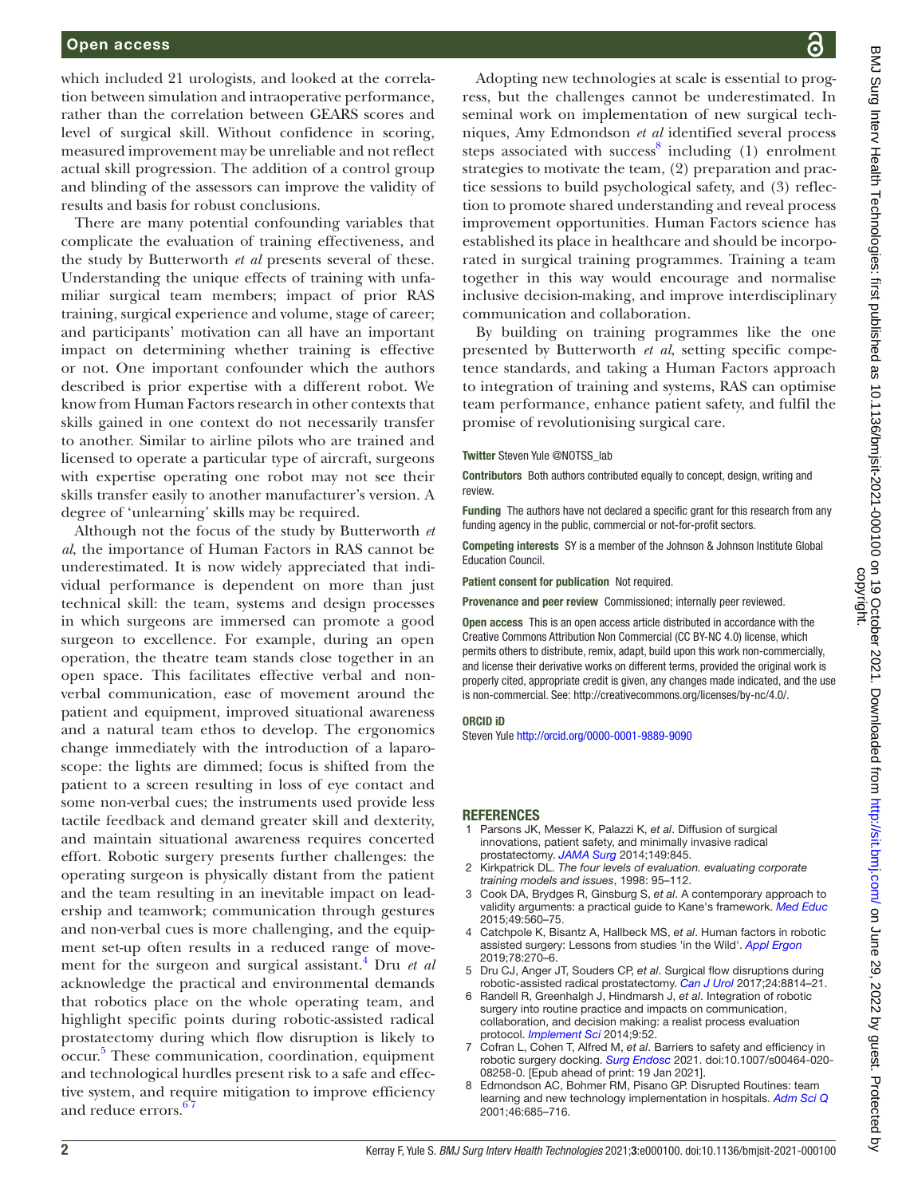which included 21 urologists, and looked at the correlation between simulation and intraoperative performance, rather than the correlation between GEARS scores and level of surgical skill. Without confidence in scoring, measured improvement may be unreliable and not reflect actual skill progression. The addition of a control group and blinding of the assessors can improve the validity of results and basis for robust conclusions.

There are many potential confounding variables that complicate the evaluation of training effectiveness, and the study by Butterworth *et al* presents several of these. Understanding the unique effects of training with unfamiliar surgical team members; impact of prior RAS training, surgical experience and volume, stage of career; and participants' motivation can all have an important impact on determining whether training is effective or not. One important confounder which the authors described is prior expertise with a different robot. We know from Human Factors research in other contexts that skills gained in one context do not necessarily transfer to another. Similar to airline pilots who are trained and licensed to operate a particular type of aircraft, surgeons with expertise operating one robot may not see their skills transfer easily to another manufacturer's version. A degree of 'unlearning' skills may be required.

Although not the focus of the study by Butterworth *et al*, the importance of Human Factors in RAS cannot be underestimated. It is now widely appreciated that individual performance is dependent on more than just technical skill: the team, systems and design processes in which surgeons are immersed can promote a good surgeon to excellence. For example, during an open operation, the theatre team stands close together in an open space. This facilitates effective verbal and non-verbal communication, ease of movement around the patient and equipment, improved situational awareness and a natural team ethos to develop. The ergonomics change immediately with the introduction of a laparoscope: the lights are dimmed; focus is shifted from the patient to a screen resulting in loss of eye contact and some non-verbal cues; the instruments used provide less tactile feedback and demand greater skill and dexterity, and maintain situational awareness requires concerted effort. Robotic surgery presents further challenges: the operating surgeon is physically distant from the patient and the team resulting in an inevitable impact on leadership and teamwork; communication through gestures and non-verbal cues is more challenging, and the equipment set-up often results in a reduced range of movement for the surgeon and surgical assistant.[4] Dru *et al* acknowledge the practical and environmental demands that robotics place on the whole operating team, and highlight specific points during robotic-assisted radical prostatectomy during which flow disruption is likely to occur.[5] These communication, coordination, equipment and technological hurdles present risk to a safe and effective system, and require mitigation to improve efficiency and reduce errors.[6,7]

Adopting new technologies at scale is essential to progress, but the challenges cannot be underestimated. In seminal work on implementation of new surgical techniques, Amy Edmondson *et al* identified several process steps associated with success[8] including (1) enrolment strategies to motivate the team, (2) preparation and practice sessions to build psychological safety, and (3) reflection to promote shared understanding and reveal process improvement opportunities. Human Factors science has established its place in healthcare and should be incorporated in surgical training programmes. Training a team together in this way would encourage and normalise inclusive decision-making, and improve interdisciplinary communication and collaboration.

By building on training programmes like the one presented by Butterworth *et al*, setting specific competence standards, and taking a Human Factors approach to integration of training and systems, RAS can optimise team performance, enhance patient safety, and fulfil the promise of revolutionising surgical care.

**Twitter** Steven Yule @NOTSS_lab

**Contributors** Both authors contributed equally to concept, design, writing and review.

**Funding** The authors have not declared a specific grant for this research from any funding agency in the public, commercial or not-for-profit sectors.

**Competing interests** SY is a member of the Johnson & Johnson Institute Global Education Council.

**Patient consent for publication** Not required.

**Provenance and peer review** Commissioned; internally peer reviewed.

**Open access** This is an open access article distributed in accordance with the Creative Commons Attribution Non Commercial (CC BY-NC 4.0) license, which permits others to distribute, remix, adapt, build upon this work non-commercially, and license their derivative works on different terms, provided the original work is properly cited, appropriate credit is given, any changes made indicated, and the use is non-commercial. See: http://creativecommons.org/licenses/by-nc/4.0/.

**ORCID iD**

Steven Yule http://orcid.org/0000-0001-9889-9090

## REFERENCES

1. Parsons JK, Messer K, Palazzi K, *et al*. Diffusion of surgical innovations, patient safety, and minimally invasive radical prostatectomy. *JAMA Surg* 2014;149:845.
2. Kirkpatrick DL. *The four levels of evaluation. evaluating corporate training models and issues*, 1998: 95–112.
3. Cook DA, Brydges R, Ginsburg S, *et al*. A contemporary approach to validity arguments: a practical guide to Kane's framework. *Med Educ* 2015;49:560–75.
4. Catchpole K, Bisantz A, Hallbeck MS, *et al*. Human factors in robotic assisted surgery: Lessons from studies 'in the Wild'. *Appl Ergon* 2019;78:270–6.
5. Dru CJ, Anger JT, Souders CP, *et al*. Surgical flow disruptions during robotic-assisted radical prostatectomy. *Can J Urol* 2017;24:8814–21.
6. Randell R, Greenhalgh J, Hindmarsh J, *et al*. Integration of robotic surgery into routine practice and impacts on communication, collaboration, and decision making: a realist process evaluation protocol. *Implement Sci* 2014;9:52.
7. Cofran L, Cohen T, Alfred M, *et al*. Barriers to safety and efficiency in robotic surgery docking. *Surg Endosc* 2021. doi:10.1007/s00464-020-08258-0. [Epub ahead of print: 19 Jan 2021].
8. Edmondson AC, Bohmer RM, Pisano GP. Disrupted Routines: team learning and new technology implementation in hospitals. *Adm Sci Q* 2001;46:685–716.